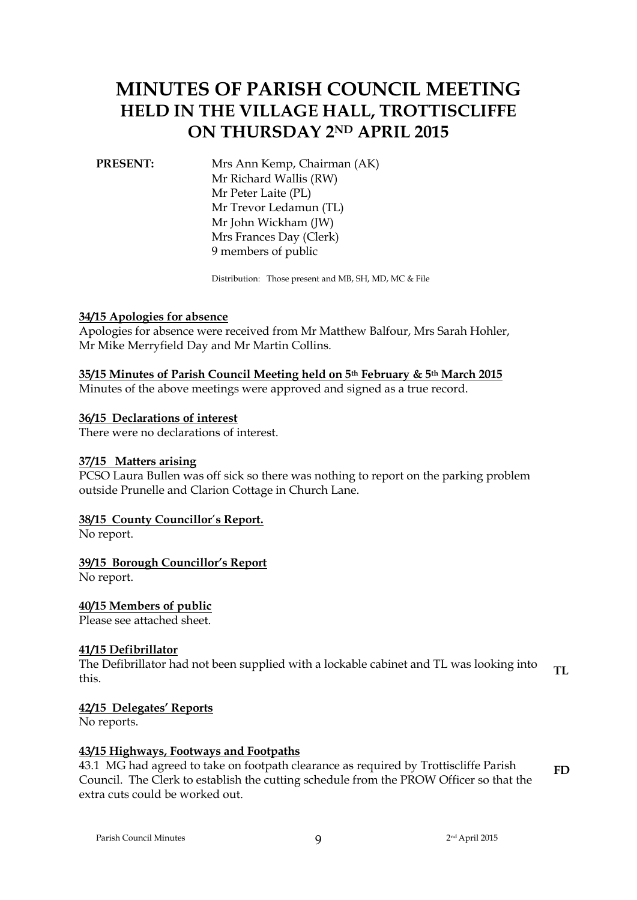# MINUTES OF PARISH COUNCIL MEETING HELD IN THE VILLAGE HALL, TROTTISCLIFFE ON THURSDAY 2ND APRIL 2015

**PRESENT:** Mrs Ann Kemp, Chairman (AK)
Mr Richard Wallis (RW)
Mr Peter Laite (PL)
Mr Trevor Ledamun (TL)
Mr John Wickham (JW)
Mrs Frances Day (Clerk)
9 members of public

Distribution: Those present and MB, SH, MD, MC & File

**34/15 Apologies for absence**

Apologies for absence were received from Mr Matthew Balfour, Mrs Sarah Hohler, Mr Mike Merryfield Day and Mr Martin Collins.

**35/15 Minutes of Parish Council Meeting held on 5th February & 5th March 2015**

Minutes of the above meetings were approved and signed as a true record.

**36/15 Declarations of interest**

There were no declarations of interest.

**37/15 Matters arising**

PCSO Laura Bullen was off sick so there was nothing to report on the parking problem outside Prunelle and Clarion Cottage in Church Lane.

**38/15 County Councillor's Report.**

No report.

**39/15 Borough Councillor's Report**

No report.

**40/15 Members of public**

Please see attached sheet.

**41/15 Defibrillator**

The Defibrillator had not been supplied with a lockable cabinet and TL was looking into this. **TL**

**42/15 Delegates' Reports**

No reports.

**43/15 Highways, Footways and Footpaths**

43.1 MG had agreed to take on footpath clearance as required by Trottiscliffe Parish Council. The Clerk to establish the cutting schedule from the PROW Officer so that the extra cuts could be worked out. **FD**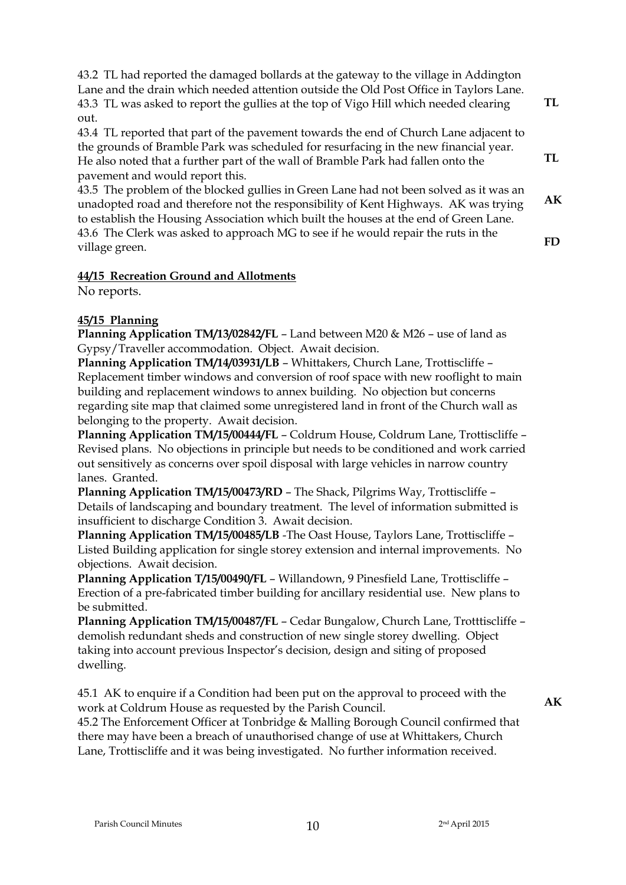43.2 TL had reported the damaged bollards at the gateway to the village in Addington Lane and the drain which needed attention outside the Old Post Office in Taylors Lane.

43.3 TL was asked to report the gullies at the top of Vigo Hill which needed clearing out. **TL**

43.4 TL reported that part of the pavement towards the end of Church Lane adjacent to the grounds of Bramble Park was scheduled for resurfacing in the new financial year. He also noted that a further part of the wall of Bramble Park had fallen onto the pavement and would report this. **TL**

43.5 The problem of the blocked gullies in Green Lane had not been solved as it was an unadopted road and therefore not the responsibility of Kent Highways. AK was trying to establish the Housing Association which built the houses at the end of Green Lane. **AK**

43.6 The Clerk was asked to approach MG to see if he would repair the ruts in the village green. **FD**

**44/15 Recreation Ground and Allotments**

No reports.

**45/15 Planning**

**Planning Application TM/13/02842/FL** – Land between M20 & M26 – use of land as Gypsy/Traveller accommodation. Object. Await decision.

**Planning Application TM/14/03931/LB** – Whittakers, Church Lane, Trottiscliffe – Replacement timber windows and conversion of roof space with new rooflight to main building and replacement windows to annex building. No objection but concerns regarding site map that claimed some unregistered land in front of the Church wall as belonging to the property. Await decision.

**Planning Application TM/15/00444/FL** – Coldrum House, Coldrum Lane, Trottiscliffe – Revised plans. No objections in principle but needs to be conditioned and work carried out sensitively as concerns over spoil disposal with large vehicles in narrow country lanes. Granted.

**Planning Application TM/15/00473/RD** – The Shack, Pilgrims Way, Trottiscliffe – Details of landscaping and boundary treatment. The level of information submitted is insufficient to discharge Condition 3. Await decision.

**Planning Application TM/15/00485/LB** -The Oast House, Taylors Lane, Trottiscliffe – Listed Building application for single storey extension and internal improvements. No objections. Await decision.

**Planning Application T/15/00490/FL** – Willandown, 9 Pinesfield Lane, Trottiscliffe – Erection of a pre-fabricated timber building for ancillary residential use. New plans to be submitted.

**Planning Application TM/15/00487/FL** – Cedar Bungalow, Church Lane, Trotttiscliffe – demolish redundant sheds and construction of new single storey dwelling. Object taking into account previous Inspector's decision, design and siting of proposed dwelling.

45.1 AK to enquire if a Condition had been put on the approval to proceed with the work at Coldrum House as requested by the Parish Council. **AK**

45.2 The Enforcement Officer at Tonbridge & Malling Borough Council confirmed that there may have been a breach of unauthorised change of use at Whittakers, Church Lane, Trottiscliffe and it was being investigated. No further information received.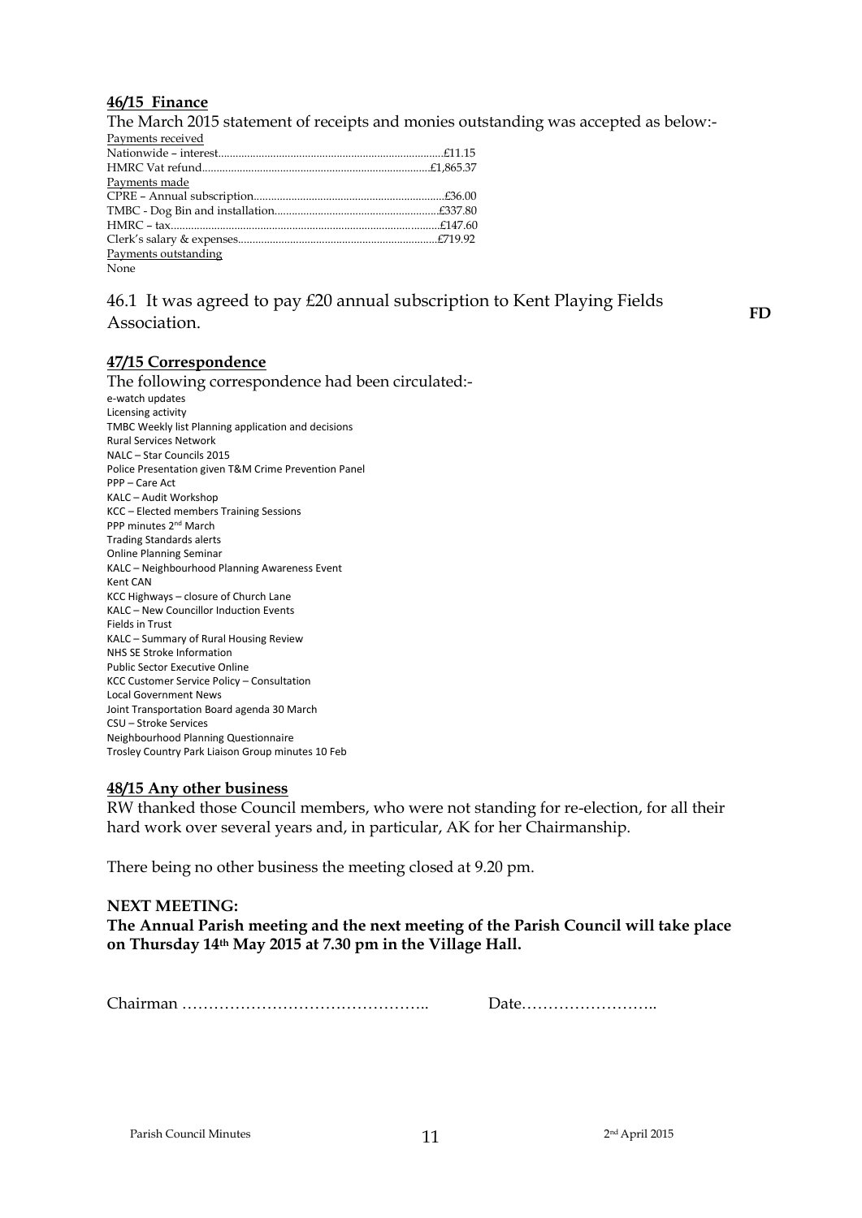**46/15 Finance**

The March 2015 statement of receipts and monies outstanding was accepted as below:-

Payments received

Nationwide – interest....................................................................................£11.15

HMRC Vat refund......................................................................................£1,865.37

Payments made

CPRE – Annual subscription..........................................................................£36.00

TMBC - Dog Bin and installation..................................................................£337.80

HMRC – tax..................................................................................................£147.60

Clerk's salary & expenses..............................................................................£719.92

Payments outstanding

None

46.1 It was agreed to pay £20 annual subscription to Kent Playing Fields Association. **FD**

**47/15 Correspondence**

The following correspondence had been circulated:-

e-watch updates
Licensing activity
TMBC Weekly list Planning application and decisions
Rural Services Network
NALC – Star Councils 2015
Police Presentation given T&M Crime Prevention Panel
PPP – Care Act
KALC – Audit Workshop
KCC – Elected members Training Sessions
PPP minutes 2nd March
Trading Standards alerts
Online Planning Seminar
KALC – Neighbourhood Planning Awareness Event
Kent CAN
KCC Highways – closure of Church Lane
KALC – New Councillor Induction Events
Fields in Trust
KALC – Summary of Rural Housing Review
NHS SE Stroke Information
Public Sector Executive Online
KCC Customer Service Policy – Consultation
Local Government News
Joint Transportation Board agenda 30 March
CSU – Stroke Services
Neighbourhood Planning Questionnaire
Trosley Country Park Liaison Group minutes 10 Feb

**48/15 Any other business**

RW thanked those Council members, who were not standing for re-election, for all their hard work over several years and, in particular, AK for her Chairmanship.

There being no other business the meeting closed at 9.20 pm.

**NEXT MEETING:**

**The Annual Parish meeting and the next meeting of the Parish Council will take place on Thursday 14th May 2015 at 7.30 pm in the Village Hall.**

Chairman ……………………………………….. Date……………………..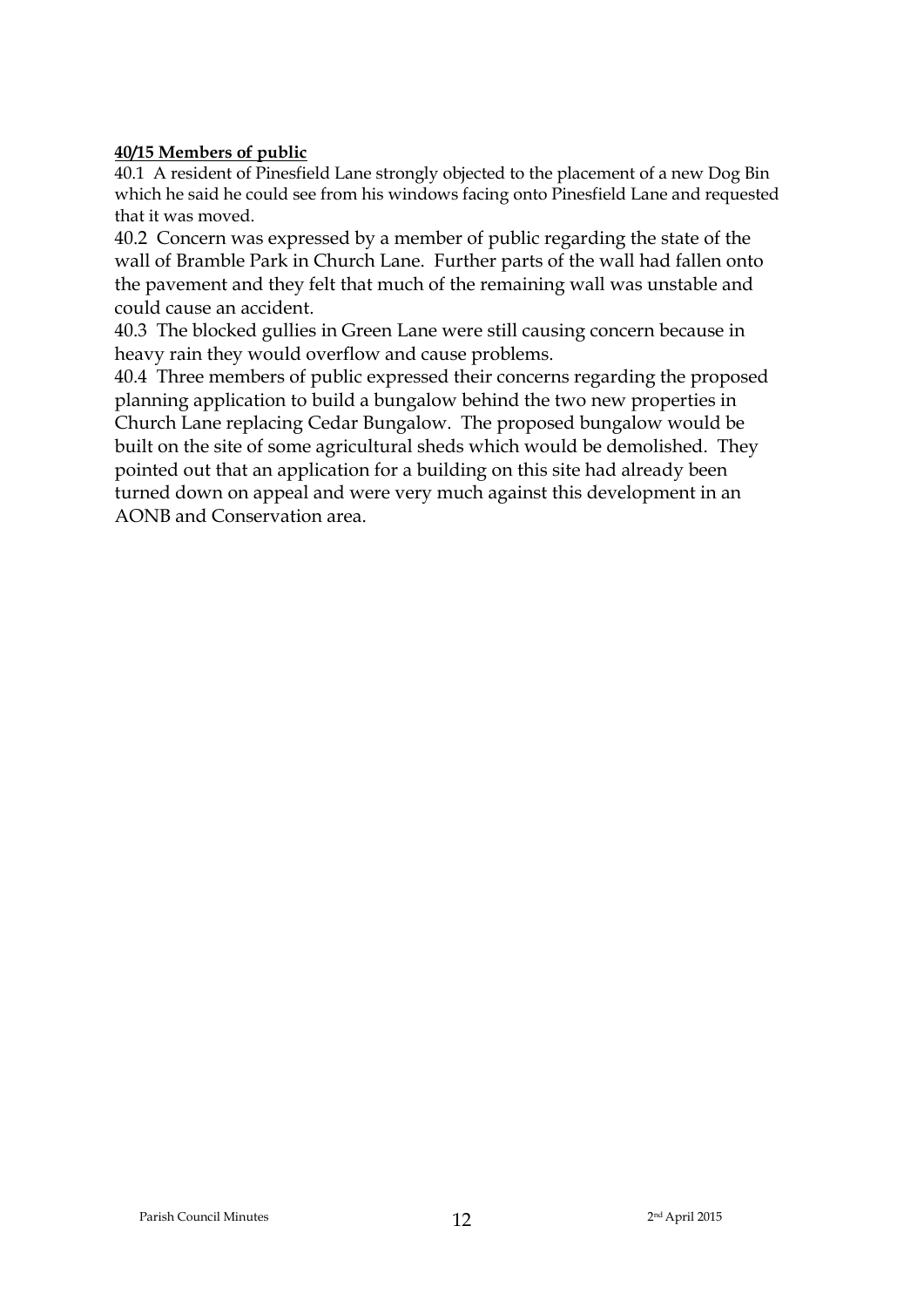**40/15 Members of public**

40.1 A resident of Pinesfield Lane strongly objected to the placement of a new Dog Bin which he said he could see from his windows facing onto Pinesfield Lane and requested that it was moved.

40.2 Concern was expressed by a member of public regarding the state of the wall of Bramble Park in Church Lane. Further parts of the wall had fallen onto the pavement and they felt that much of the remaining wall was unstable and could cause an accident.

40.3 The blocked gullies in Green Lane were still causing concern because in heavy rain they would overflow and cause problems.

40.4 Three members of public expressed their concerns regarding the proposed planning application to build a bungalow behind the two new properties in Church Lane replacing Cedar Bungalow. The proposed bungalow would be built on the site of some agricultural sheds which would be demolished. They pointed out that an application for a building on this site had already been turned down on appeal and were very much against this development in an AONB and Conservation area.